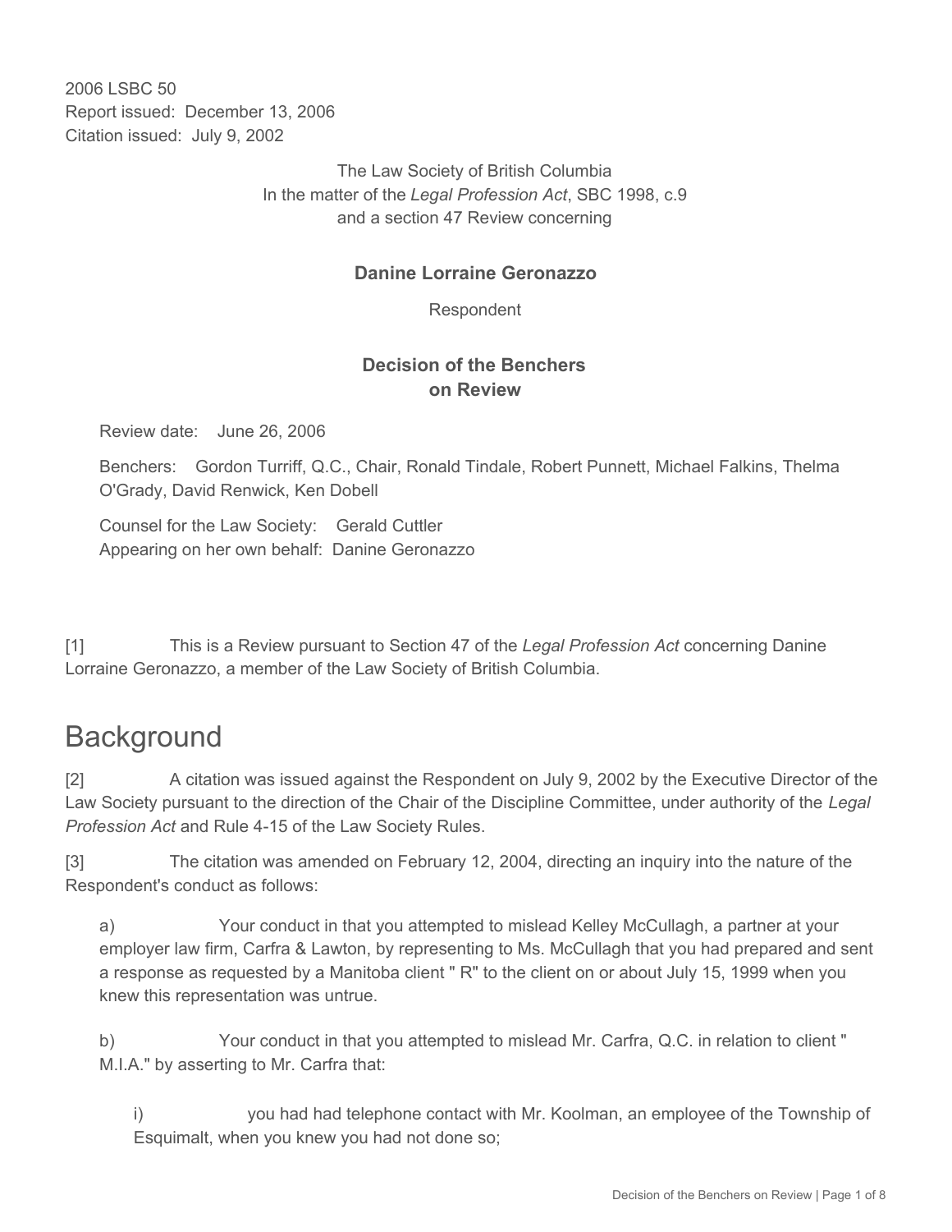2006 LSBC 50
Report issued: December 13, 2006
Citation issued: July 9, 2002

The Law Society of British Columbia
In the matter of the *Legal Profession Act*, SBC 1998, c.9
and a section 47 Review concerning

**Danine Lorraine Geronazzo**

Respondent

**Decision of the Benchers on Review**

Review date: June 26, 2006

Benchers: Gordon Turriff, Q.C., Chair, Ronald Tindale, Robert Punnett, Michael Falkins, Thelma O'Grady, David Renwick, Ken Dobell

Counsel for the Law Society: Gerald Cuttler
Appearing on her own behalf: Danine Geronazzo

[1] This is a Review pursuant to Section 47 of the *Legal Profession Act* concerning Danine Lorraine Geronazzo, a member of the Law Society of British Columbia.

# Background

[2] A citation was issued against the Respondent on July 9, 2002 by the Executive Director of the Law Society pursuant to the direction of the Chair of the Discipline Committee, under authority of the *Legal Profession Act* and Rule 4-15 of the Law Society Rules.

[3] The citation was amended on February 12, 2004, directing an inquiry into the nature of the Respondent's conduct as follows:

> a) Your conduct in that you attempted to mislead Kelley McCullagh, a partner at your employer law firm, Carfra & Lawton, by representing to Ms. McCullagh that you had prepared and sent a response as requested by a Manitoba client " R" to the client on or about July 15, 1999 when you knew this representation was untrue.
>
> b) Your conduct in that you attempted to mislead Mr. Carfra, Q.C. in relation to client " M.I.A." by asserting to Mr. Carfra that:
>
> > i) you had had telephone contact with Mr. Koolman, an employee of the Township of Esquimalt, when you knew you had not done so;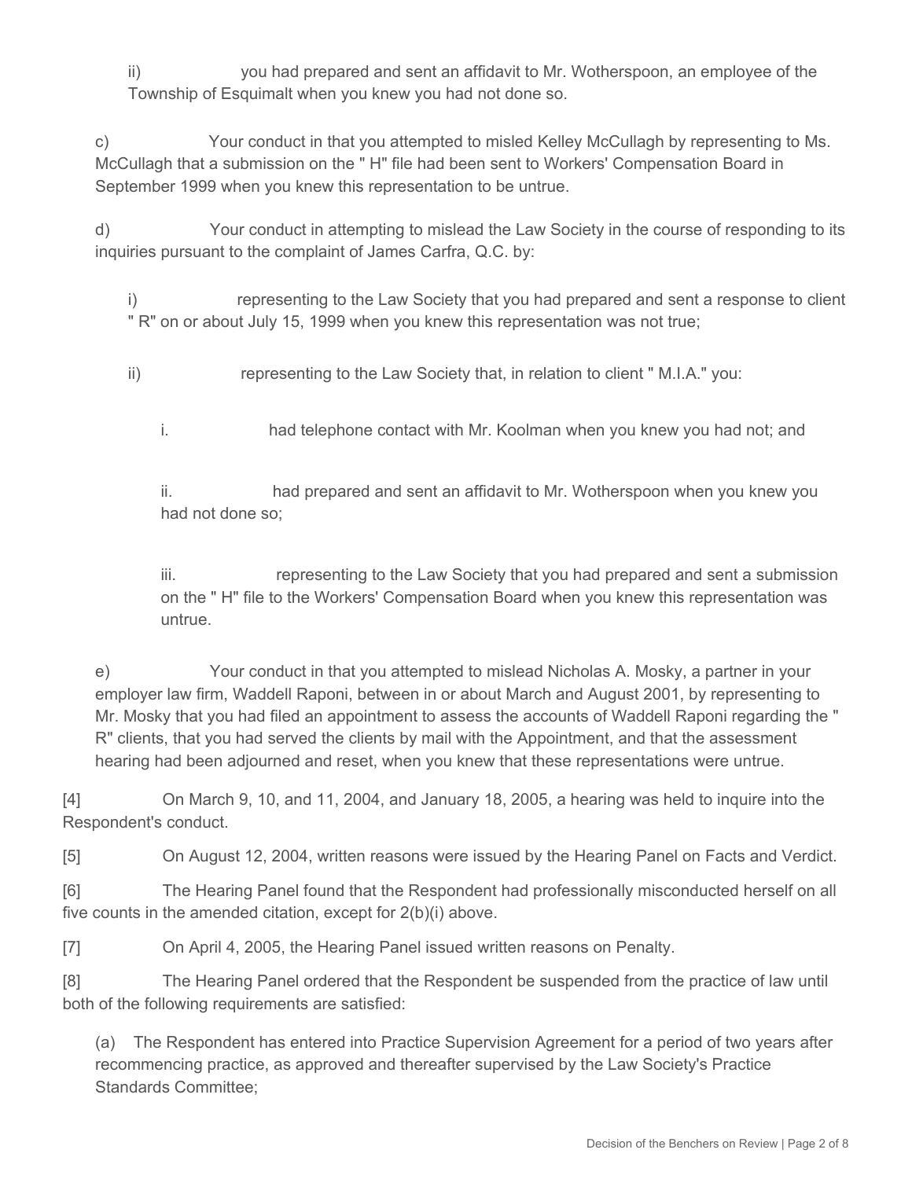ii) you had prepared and sent an affidavit to Mr. Wotherspoon, an employee of the Township of Esquimalt when you knew you had not done so.

c) Your conduct in that you attempted to misled Kelley McCullagh by representing to Ms. McCullagh that a submission on the " H" file had been sent to Workers' Compensation Board in September 1999 when you knew this representation to be untrue.

d) Your conduct in attempting to mislead the Law Society in the course of responding to its inquiries pursuant to the complaint of James Carfra, Q.C. by:

i) representing to the Law Society that you had prepared and sent a response to client " R" on or about July 15, 1999 when you knew this representation was not true;

ii) representing to the Law Society that, in relation to client " M.I.A." you:

i. had telephone contact with Mr. Koolman when you knew you had not; and

ii. had prepared and sent an affidavit to Mr. Wotherspoon when you knew you had not done so;

iii. representing to the Law Society that you had prepared and sent a submission on the " H" file to the Workers' Compensation Board when you knew this representation was untrue.

e) Your conduct in that you attempted to mislead Nicholas A. Mosky, a partner in your employer law firm, Waddell Raponi, between in or about March and August 2001, by representing to Mr. Mosky that you had filed an appointment to assess the accounts of Waddell Raponi regarding the " R" clients, that you had served the clients by mail with the Appointment, and that the assessment hearing had been adjourned and reset, when you knew that these representations were untrue.

[4] On March 9, 10, and 11, 2004, and January 18, 2005, a hearing was held to inquire into the Respondent's conduct.

[5] On August 12, 2004, written reasons were issued by the Hearing Panel on Facts and Verdict.

[6] The Hearing Panel found that the Respondent had professionally misconducted herself on all five counts in the amended citation, except for 2(b)(i) above.

[7] On April 4, 2005, the Hearing Panel issued written reasons on Penalty.

[8] The Hearing Panel ordered that the Respondent be suspended from the practice of law until both of the following requirements are satisfied:

(a) The Respondent has entered into Practice Supervision Agreement for a period of two years after recommencing practice, as approved and thereafter supervised by the Law Society's Practice Standards Committee;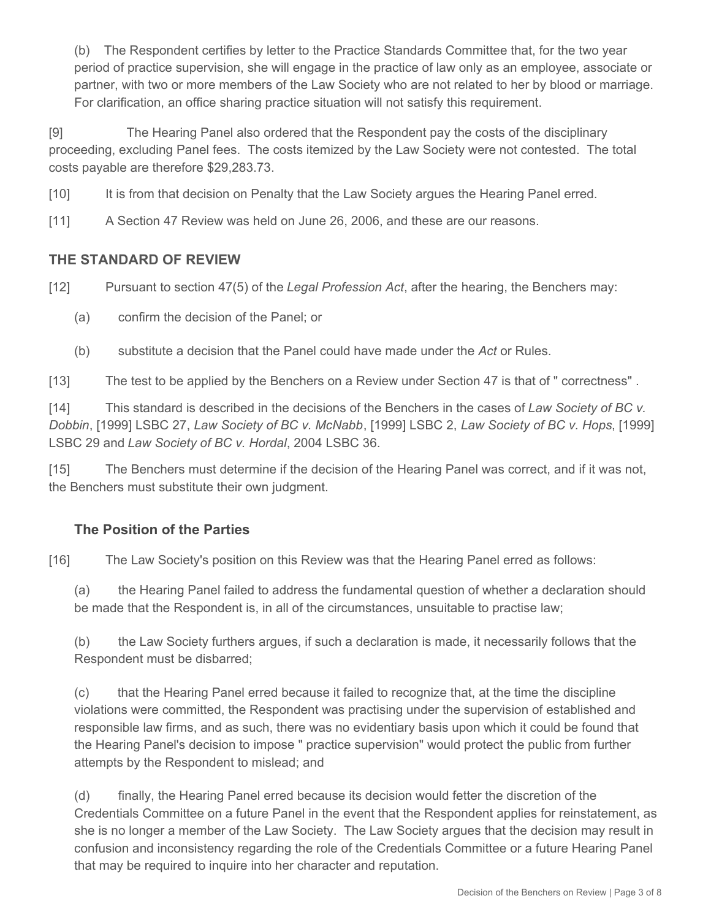(b) The Respondent certifies by letter to the Practice Standards Committee that, for the two year period of practice supervision, she will engage in the practice of law only as an employee, associate or partner, with two or more members of the Law Society who are not related to her by blood or marriage. For clarification, an office sharing practice situation will not satisfy this requirement.

[9] The Hearing Panel also ordered that the Respondent pay the costs of the disciplinary proceeding, excluding Panel fees. The costs itemized by the Law Society were not contested. The total costs payable are therefore $29,283.73.

[10] It is from that decision on Penalty that the Law Society argues the Hearing Panel erred.

[11] A Section 47 Review was held on June 26, 2006, and these are our reasons.

## THE STANDARD OF REVIEW

[12] Pursuant to section 47(5) of the *Legal Profession Act*, after the hearing, the Benchers may:

(a) confirm the decision of the Panel; or

(b) substitute a decision that the Panel could have made under the *Act* or Rules.

[13] The test to be applied by the Benchers on a Review under Section 47 is that of " correctness" .

[14] This standard is described in the decisions of the Benchers in the cases of *Law Society of BC v. Dobbin*, [1999] LSBC 27, *Law Society of BC v. McNabb*, [1999] LSBC 2, *Law Society of BC v. Hops*, [1999] LSBC 29 and *Law Society of BC v. Hordal*, 2004 LSBC 36.

[15] The Benchers must determine if the decision of the Hearing Panel was correct, and if it was not, the Benchers must substitute their own judgment.

### The Position of the Parties

[16] The Law Society's position on this Review was that the Hearing Panel erred as follows:

(a) the Hearing Panel failed to address the fundamental question of whether a declaration should be made that the Respondent is, in all of the circumstances, unsuitable to practise law;

(b) the Law Society furthers argues, if such a declaration is made, it necessarily follows that the Respondent must be disbarred;

(c) that the Hearing Panel erred because it failed to recognize that, at the time the discipline violations were committed, the Respondent was practising under the supervision of established and responsible law firms, and as such, there was no evidentiary basis upon which it could be found that the Hearing Panel's decision to impose " practice supervision" would protect the public from further attempts by the Respondent to mislead; and

(d) finally, the Hearing Panel erred because its decision would fetter the discretion of the Credentials Committee on a future Panel in the event that the Respondent applies for reinstatement, as she is no longer a member of the Law Society. The Law Society argues that the decision may result in confusion and inconsistency regarding the role of the Credentials Committee or a future Hearing Panel that may be required to inquire into her character and reputation.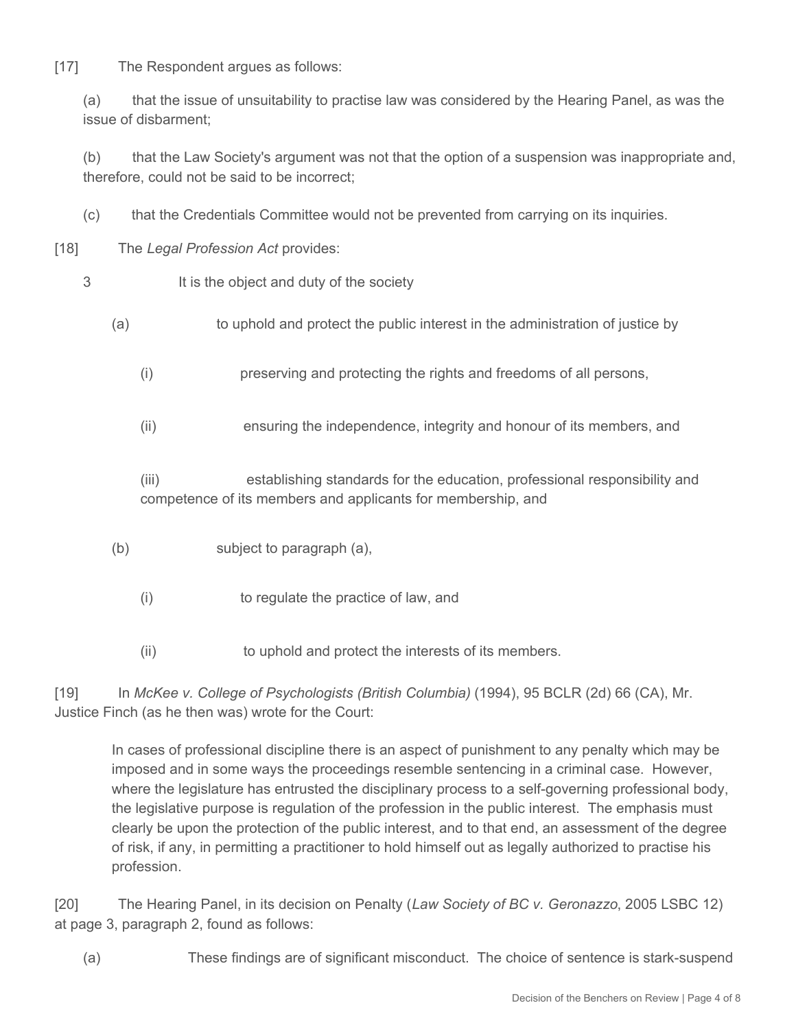[17] The Respondent argues as follows:

(a) that the issue of unsuitability to practise law was considered by the Hearing Panel, as was the issue of disbarment;

(b) that the Law Society's argument was not that the option of a suspension was inappropriate and, therefore, could not be said to be incorrect;

(c) that the Credentials Committee would not be prevented from carrying on its inquiries.

[18] The *Legal Profession Act* provides:

3 It is the object and duty of the society

(a) to uphold and protect the public interest in the administration of justice by

(i) preserving and protecting the rights and freedoms of all persons,

(ii) ensuring the independence, integrity and honour of its members, and

(iii) establishing standards for the education, professional responsibility and competence of its members and applicants for membership, and

(b) subject to paragraph (a),

(i) to regulate the practice of law, and

(ii) to uphold and protect the interests of its members.

[19] In *McKee v. College of Psychologists (British Columbia)* (1994), 95 BCLR (2d) 66 (CA), Mr. Justice Finch (as he then was) wrote for the Court:

> In cases of professional discipline there is an aspect of punishment to any penalty which may be imposed and in some ways the proceedings resemble sentencing in a criminal case. However, where the legislature has entrusted the disciplinary process to a self-governing professional body, the legislative purpose is regulation of the profession in the public interest. The emphasis must clearly be upon the protection of the public interest, and to that end, an assessment of the degree of risk, if any, in permitting a practitioner to hold himself out as legally authorized to practise his profession.

[20] The Hearing Panel, in its decision on Penalty (*Law Society of BC v. Geronazzo*, 2005 LSBC 12) at page 3, paragraph 2, found as follows:

(a) These findings are of significant misconduct. The choice of sentence is stark-suspend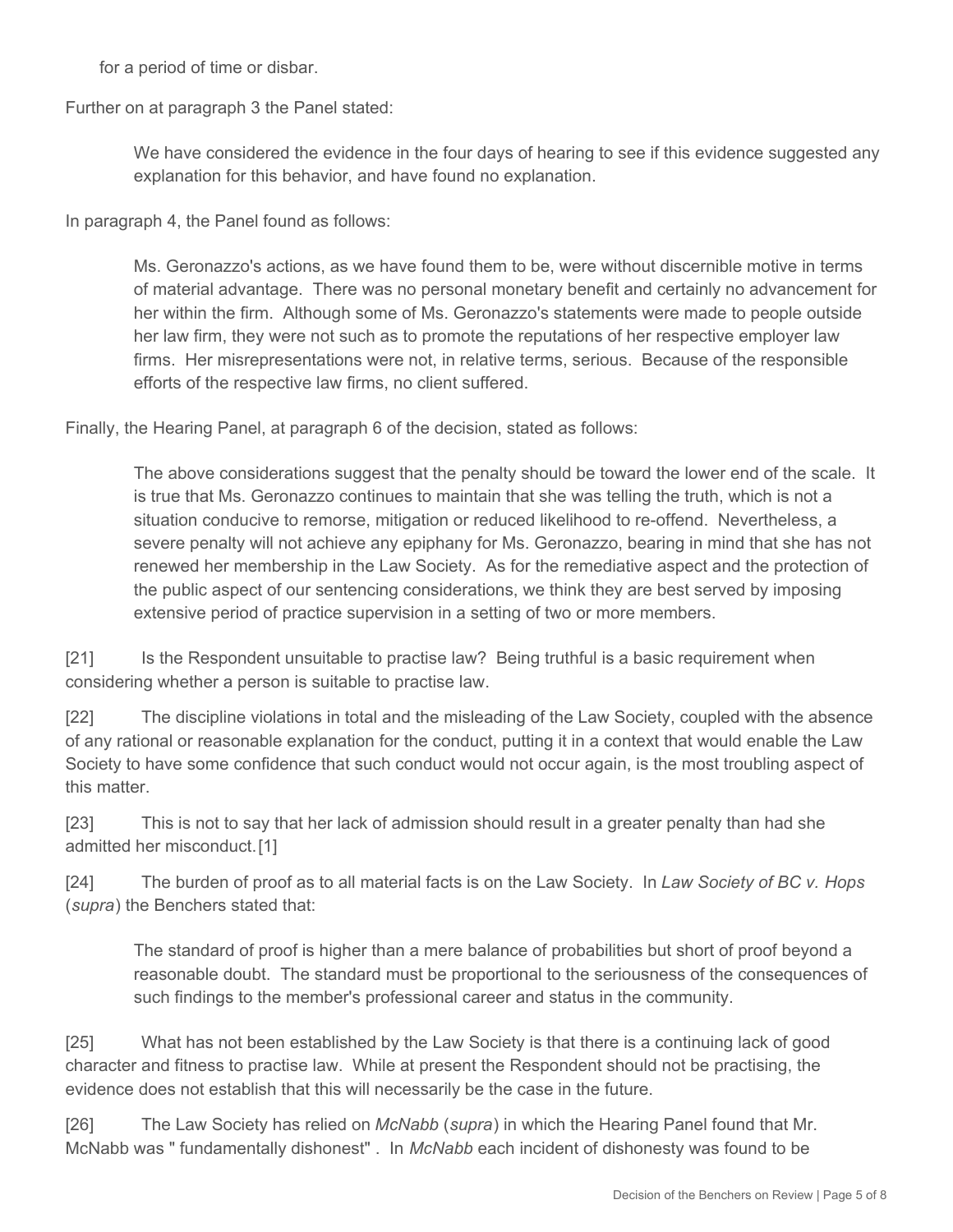for a period of time or disbar.

Further on at paragraph 3 the Panel stated:

> We have considered the evidence in the four days of hearing to see if this evidence suggested any explanation for this behavior, and have found no explanation.

In paragraph 4, the Panel found as follows:

> Ms. Geronazzo's actions, as we have found them to be, were without discernible motive in terms of material advantage. There was no personal monetary benefit and certainly no advancement for her within the firm. Although some of Ms. Geronazzo's statements were made to people outside her law firm, they were not such as to promote the reputations of her respective employer law firms. Her misrepresentations were not, in relative terms, serious. Because of the responsible efforts of the respective law firms, no client suffered.

Finally, the Hearing Panel, at paragraph 6 of the decision, stated as follows:

> The above considerations suggest that the penalty should be toward the lower end of the scale. It is true that Ms. Geronazzo continues to maintain that she was telling the truth, which is not a situation conducive to remorse, mitigation or reduced likelihood to re-offend. Nevertheless, a severe penalty will not achieve any epiphany for Ms. Geronazzo, bearing in mind that she has not renewed her membership in the Law Society. As for the remediative aspect and the protection of the public aspect of our sentencing considerations, we think they are best served by imposing extensive period of practice supervision in a setting of two or more members.

[21] Is the Respondent unsuitable to practise law? Being truthful is a basic requirement when considering whether a person is suitable to practise law.

[22] The discipline violations in total and the misleading of the Law Society, coupled with the absence of any rational or reasonable explanation for the conduct, putting it in a context that would enable the Law Society to have some confidence that such conduct would not occur again, is the most troubling aspect of this matter.

[23] This is not to say that her lack of admission should result in a greater penalty than had she admitted her misconduct.[1]

[24] The burden of proof as to all material facts is on the Law Society. In *Law Society of BC v. Hops* (*supra*) the Benchers stated that:

> The standard of proof is higher than a mere balance of probabilities but short of proof beyond a reasonable doubt. The standard must be proportional to the seriousness of the consequences of such findings to the member's professional career and status in the community.

[25] What has not been established by the Law Society is that there is a continuing lack of good character and fitness to practise law. While at present the Respondent should not be practising, the evidence does not establish that this will necessarily be the case in the future.

[26] The Law Society has relied on *McNabb* (*supra*) in which the Hearing Panel found that Mr. McNabb was " fundamentally dishonest" . In *McNabb* each incident of dishonesty was found to be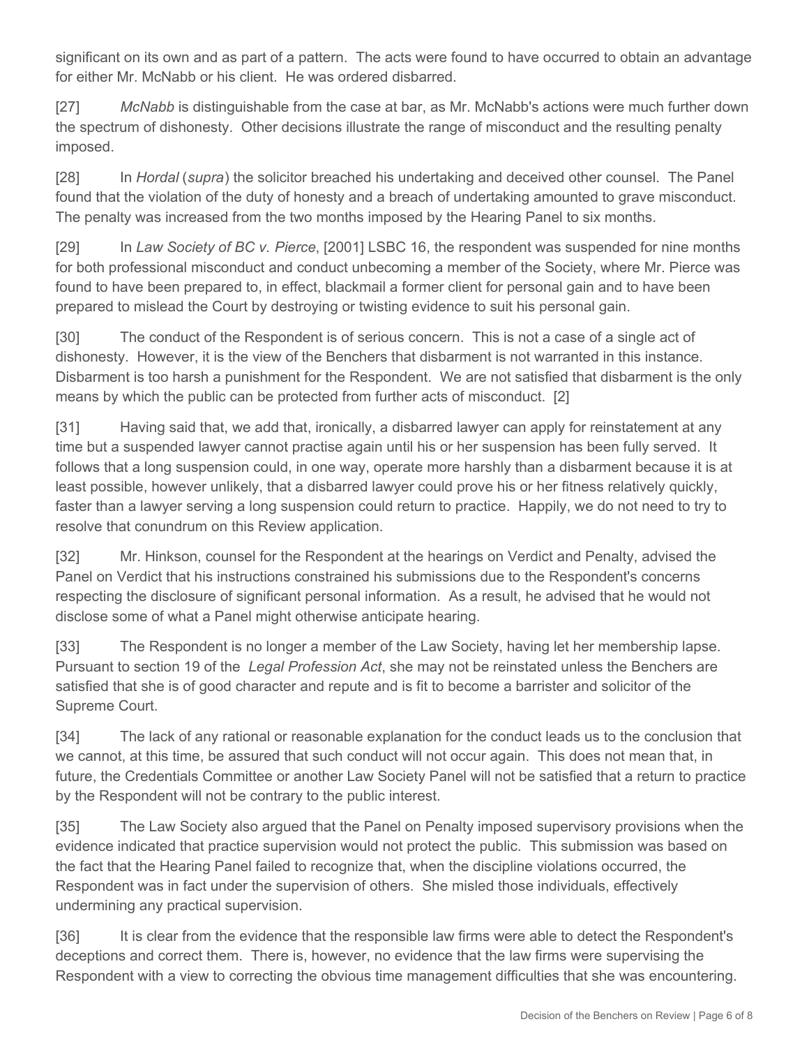significant on its own and as part of a pattern. The acts were found to have occurred to obtain an advantage for either Mr. McNabb or his client. He was ordered disbarred.

[27] *McNabb* is distinguishable from the case at bar, as Mr. McNabb's actions were much further down the spectrum of dishonesty. Other decisions illustrate the range of misconduct and the resulting penalty imposed.

[28] In *Hordal* (*supra*) the solicitor breached his undertaking and deceived other counsel. The Panel found that the violation of the duty of honesty and a breach of undertaking amounted to grave misconduct. The penalty was increased from the two months imposed by the Hearing Panel to six months.

[29] In *Law Society of BC v. Pierce*, [2001] LSBC 16, the respondent was suspended for nine months for both professional misconduct and conduct unbecoming a member of the Society, where Mr. Pierce was found to have been prepared to, in effect, blackmail a former client for personal gain and to have been prepared to mislead the Court by destroying or twisting evidence to suit his personal gain.

[30] The conduct of the Respondent is of serious concern. This is not a case of a single act of dishonesty. However, it is the view of the Benchers that disbarment is not warranted in this instance. Disbarment is too harsh a punishment for the Respondent. We are not satisfied that disbarment is the only means by which the public can be protected from further acts of misconduct. [2]

[31] Having said that, we add that, ironically, a disbarred lawyer can apply for reinstatement at any time but a suspended lawyer cannot practise again until his or her suspension has been fully served. It follows that a long suspension could, in one way, operate more harshly than a disbarment because it is at least possible, however unlikely, that a disbarred lawyer could prove his or her fitness relatively quickly, faster than a lawyer serving a long suspension could return to practice. Happily, we do not need to try to resolve that conundrum on this Review application.

[32] Mr. Hinkson, counsel for the Respondent at the hearings on Verdict and Penalty, advised the Panel on Verdict that his instructions constrained his submissions due to the Respondent's concerns respecting the disclosure of significant personal information. As a result, he advised that he would not disclose some of what a Panel might otherwise anticipate hearing.

[33] The Respondent is no longer a member of the Law Society, having let her membership lapse. Pursuant to section 19 of the *Legal Profession Act*, she may not be reinstated unless the Benchers are satisfied that she is of good character and repute and is fit to become a barrister and solicitor of the Supreme Court.

[34] The lack of any rational or reasonable explanation for the conduct leads us to the conclusion that we cannot, at this time, be assured that such conduct will not occur again. This does not mean that, in future, the Credentials Committee or another Law Society Panel will not be satisfied that a return to practice by the Respondent will not be contrary to the public interest.

[35] The Law Society also argued that the Panel on Penalty imposed supervisory provisions when the evidence indicated that practice supervision would not protect the public. This submission was based on the fact that the Hearing Panel failed to recognize that, when the discipline violations occurred, the Respondent was in fact under the supervision of others. She misled those individuals, effectively undermining any practical supervision.

[36] It is clear from the evidence that the responsible law firms were able to detect the Respondent's deceptions and correct them. There is, however, no evidence that the law firms were supervising the Respondent with a view to correcting the obvious time management difficulties that she was encountering.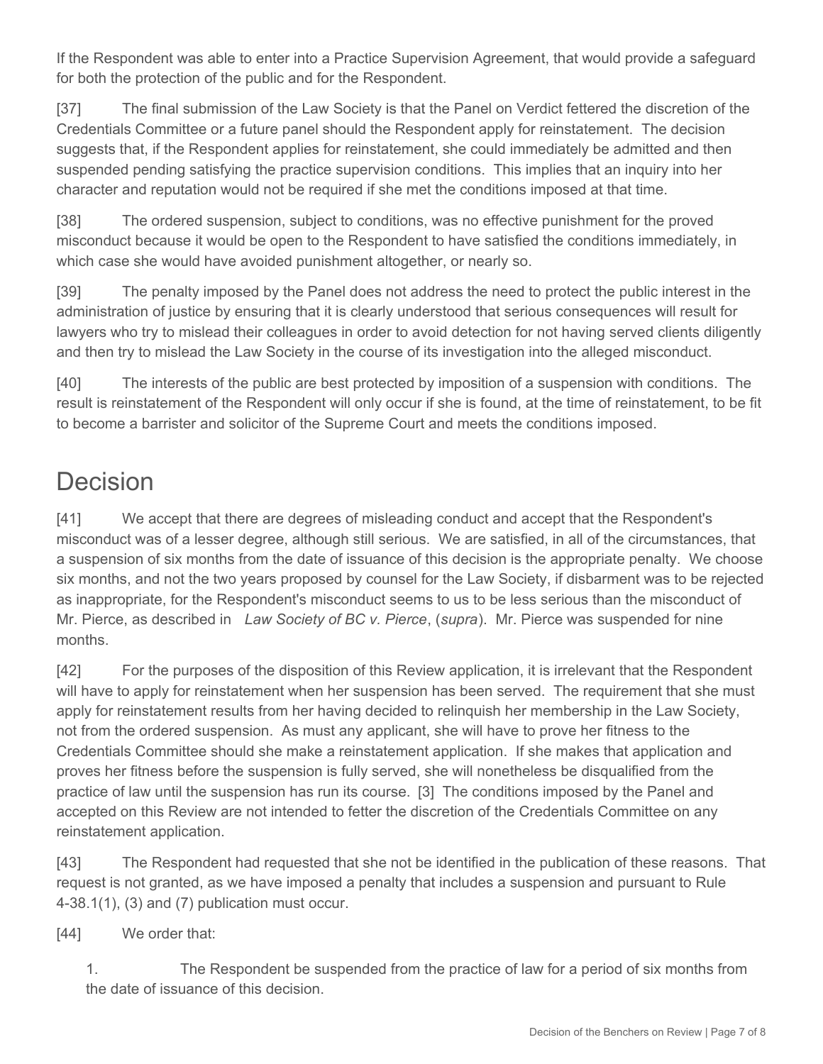If the Respondent was able to enter into a Practice Supervision Agreement, that would provide a safeguard for both the protection of the public and for the Respondent.

[37] The final submission of the Law Society is that the Panel on Verdict fettered the discretion of the Credentials Committee or a future panel should the Respondent apply for reinstatement. The decision suggests that, if the Respondent applies for reinstatement, she could immediately be admitted and then suspended pending satisfying the practice supervision conditions. This implies that an inquiry into her character and reputation would not be required if she met the conditions imposed at that time.

[38] The ordered suspension, subject to conditions, was no effective punishment for the proved misconduct because it would be open to the Respondent to have satisfied the conditions immediately, in which case she would have avoided punishment altogether, or nearly so.

[39] The penalty imposed by the Panel does not address the need to protect the public interest in the administration of justice by ensuring that it is clearly understood that serious consequences will result for lawyers who try to mislead their colleagues in order to avoid detection for not having served clients diligently and then try to mislead the Law Society in the course of its investigation into the alleged misconduct.

[40] The interests of the public are best protected by imposition of a suspension with conditions. The result is reinstatement of the Respondent will only occur if she is found, at the time of reinstatement, to be fit to become a barrister and solicitor of the Supreme Court and meets the conditions imposed.

# Decision

[41] We accept that there are degrees of misleading conduct and accept that the Respondent's misconduct was of a lesser degree, although still serious. We are satisfied, in all of the circumstances, that a suspension of six months from the date of issuance of this decision is the appropriate penalty. We choose six months, and not the two years proposed by counsel for the Law Society, if disbarment was to be rejected as inappropriate, for the Respondent's misconduct seems to us to be less serious than the misconduct of Mr. Pierce, as described in *Law Society of BC v. Pierce*, (*supra*). Mr. Pierce was suspended for nine months.

[42] For the purposes of the disposition of this Review application, it is irrelevant that the Respondent will have to apply for reinstatement when her suspension has been served. The requirement that she must apply for reinstatement results from her having decided to relinquish her membership in the Law Society, not from the ordered suspension. As must any applicant, she will have to prove her fitness to the Credentials Committee should she make a reinstatement application. If she makes that application and proves her fitness before the suspension is fully served, she will nonetheless be disqualified from the practice of law until the suspension has run its course. [3] The conditions imposed by the Panel and accepted on this Review are not intended to fetter the discretion of the Credentials Committee on any reinstatement application.

[43] The Respondent had requested that she not be identified in the publication of these reasons. That request is not granted, as we have imposed a penalty that includes a suspension and pursuant to Rule 4-38.1(1), (3) and (7) publication must occur.

[44] We order that:

1. The Respondent be suspended from the practice of law for a period of six months from the date of issuance of this decision.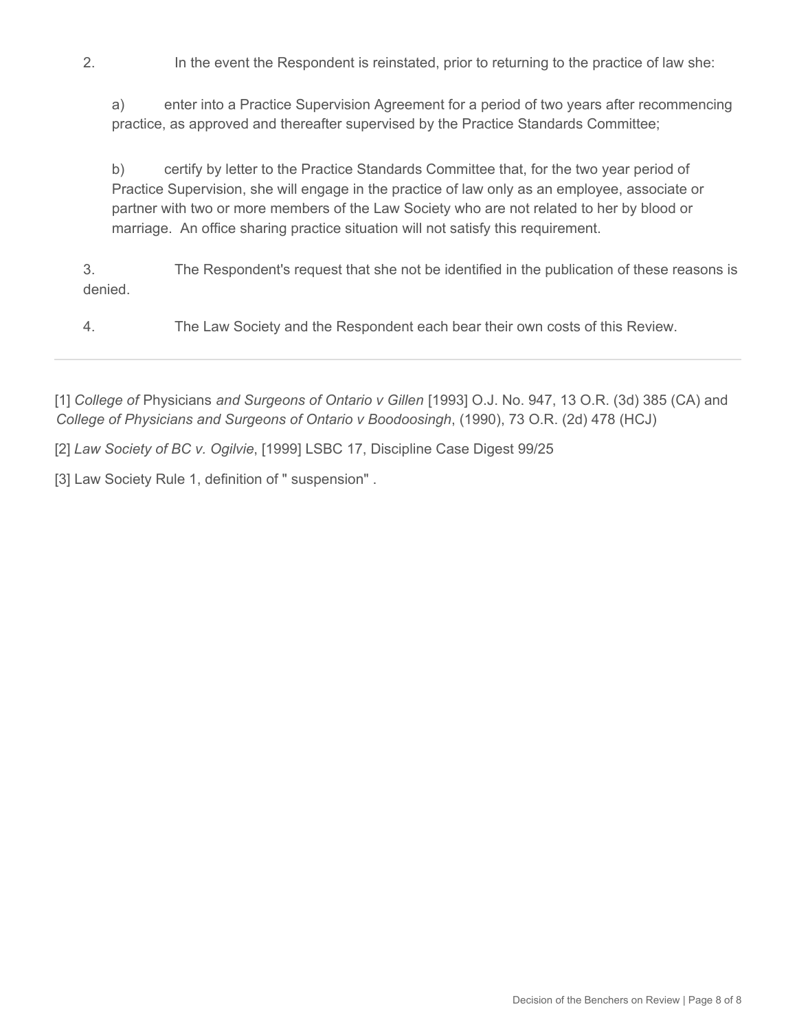2. In the event the Respondent is reinstated, prior to returning to the practice of law she:

   a) enter into a Practice Supervision Agreement for a period of two years after recommencing practice, as approved and thereafter supervised by the Practice Standards Committee;

   b) certify by letter to the Practice Standards Committee that, for the two year period of Practice Supervision, she will engage in the practice of law only as an employee, associate or partner with two or more members of the Law Society who are not related to her by blood or marriage. An office sharing practice situation will not satisfy this requirement.

3. The Respondent's request that she not be identified in the publication of these reasons is denied.

4. The Law Society and the Respondent each bear their own costs of this Review.

---

[1] *College of* Physicians *and Surgeons of Ontario v Gillen* [1993] O.J. No. 947, 13 O.R. (3d) 385 (CA) and *College of Physicians and Surgeons of Ontario v Boodoosingh*, (1990), 73 O.R. (2d) 478 (HCJ)

[2] *Law Society of BC v. Ogilvie*, [1999] LSBC 17, Discipline Case Digest 99/25

[3] Law Society Rule 1, definition of " suspension" .